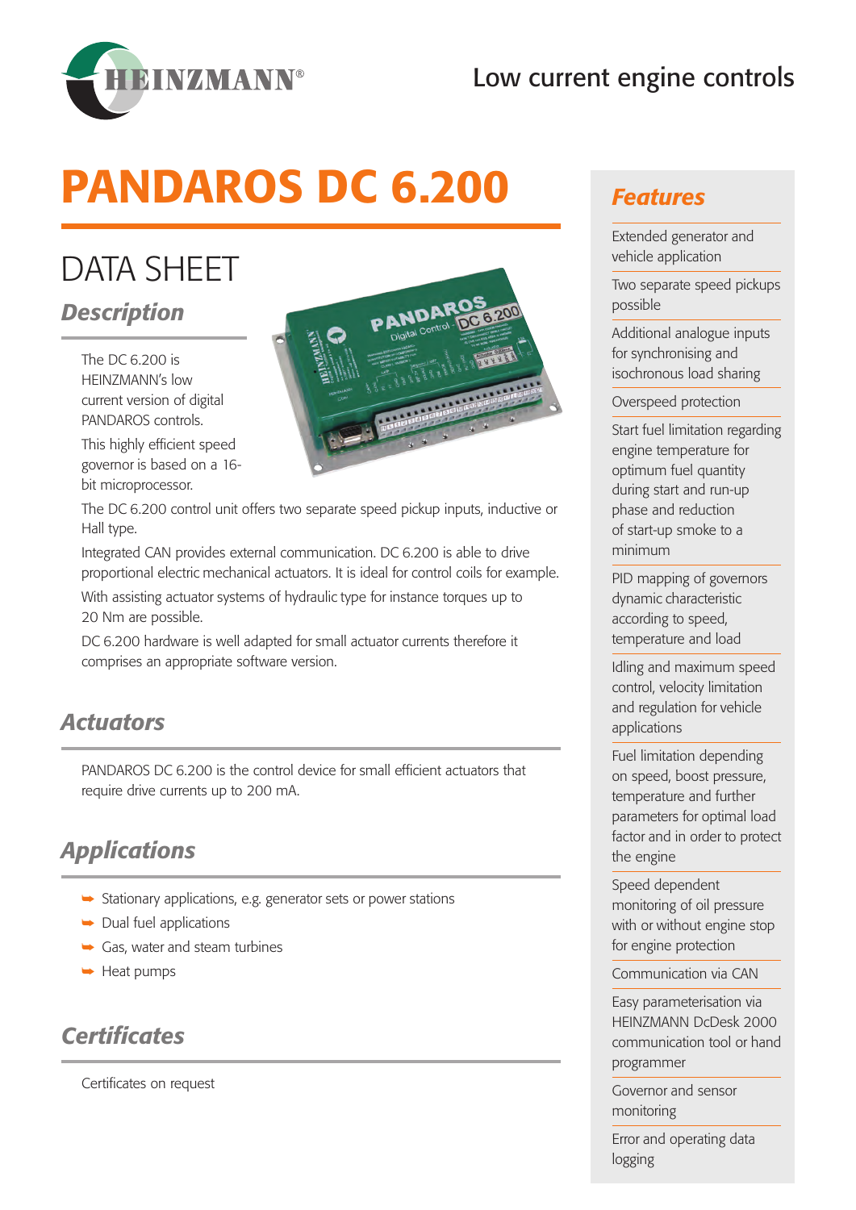Low current engine controls

# PANDAROS DC 6.200

## DATA SHEET

### Description

The DC 6.200 is HEINZMANN's low current version of digital PANDAROS controls.

This highly efficient speed governor is based on a 16-bit microprocessor.

The DC 6.200 control unit offers two separate speed pickup inputs, inductive or Hall type.

Integrated CAN provides external communication. DC 6.200 is able to drive proportional electric mechanical actuators. It is ideal for control coils for example.

With assisting actuator systems of hydraulic type for instance torques up to 20 Nm are possible.

DC 6.200 hardware is well adapted for small actuator currents therefore it comprises an appropriate software version.

### Actuators

PANDAROS DC 6.200 is the control device for small efficient actuators that require drive currents up to 200 mA.

### Applications

- Stationary applications, e.g. generator sets or power stations
- Dual fuel applications
- Gas, water and steam turbines
- Heat pumps

### Certificates

Certificates on request

### Features

- Extended generator and vehicle application
- Two separate speed pickups possible
- Additional analogue inputs for synchronising and isochronous load sharing
- Overspeed protection
- Start fuel limitation regarding engine temperature for optimum fuel quantity during start and run-up phase and reduction of start-up smoke to a minimum
- PID mapping of governors dynamic characteristic according to speed, temperature and load
- Idling and maximum speed control, velocity limitation and regulation for vehicle applications
- Fuel limitation depending on speed, boost pressure, temperature and further parameters for optimal load factor and in order to protect the engine
- Speed dependent monitoring of oil pressure with or without engine stop for engine protection
- Communication via CAN
- Easy parameterisation via HEINZMANN DcDesk 2000 communication tool or hand programmer
- Governor and sensor monitoring
- Error and operating data logging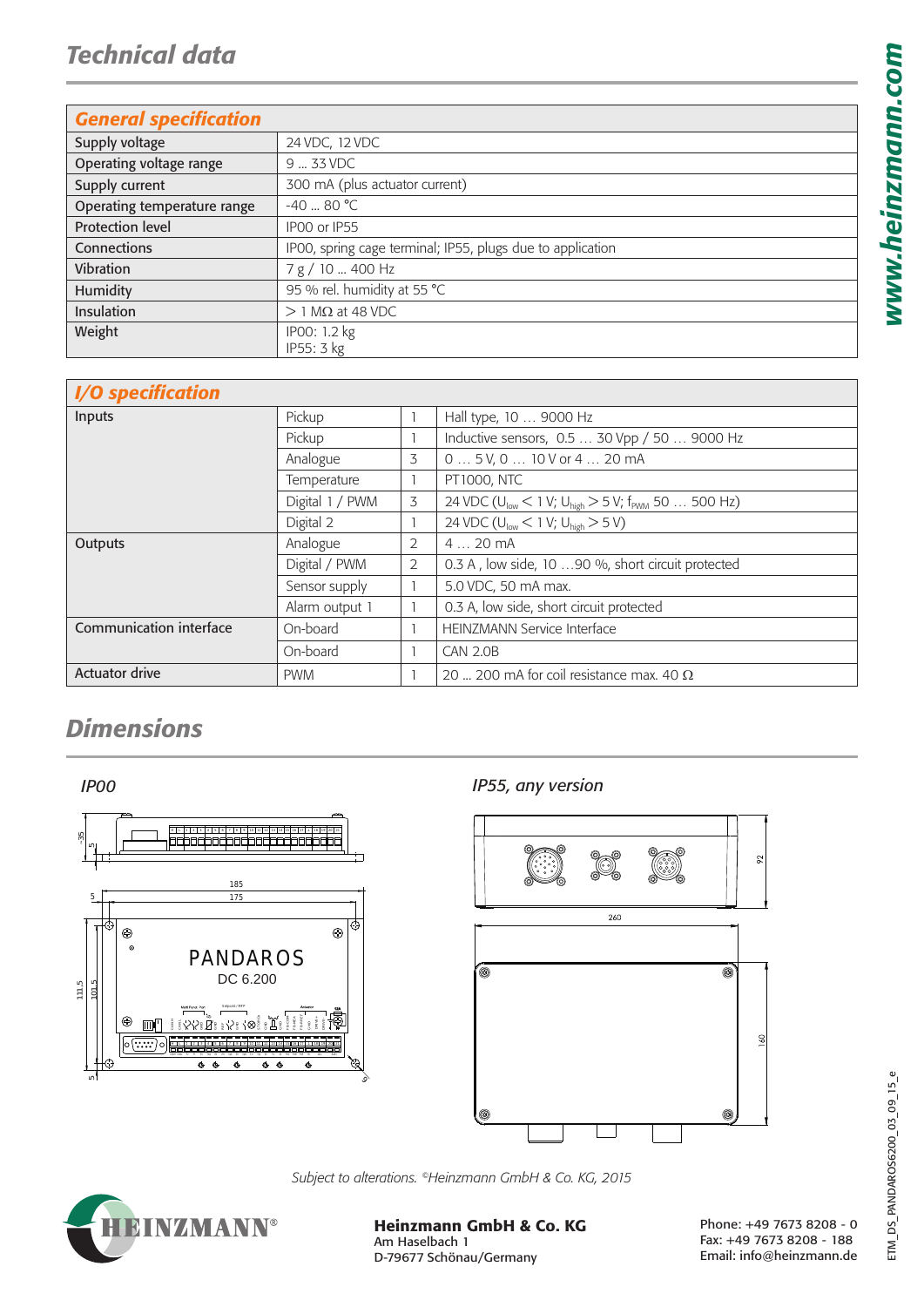## Technical data

| General specification | |
|---|---|
| Supply voltage | 24 VDC, 12 VDC |
| Operating voltage range | 9 ... 33 VDC |
| Supply current | 300 mA (plus actuator current) |
| Operating temperature range | -40 ... 80 °C |
| Protection level | IP00 or IP55 |
| Connections | IP00, spring cage terminal; IP55, plugs due to application |
| Vibration | 7 g / 10 ... 400 Hz |
| Humidity | 95 % rel. humidity at 55 °C |
| Insulation | > 1 MΩ at 48 VDC |
| Weight | IP00: 1.2 kg<br>IP55: 3 kg |

| I/O specification | | | |
|---|---|---|---|
| Inputs | Pickup | 1 | Hall type, 10 … 9000 Hz |
| | Pickup | 1 | Inductive sensors, 0.5 … 30 Vpp / 50 … 9000 Hz |
| | Analogue | 3 | 0 … 5 V, 0 … 10 V or 4 … 20 mA |
| | Temperature | 1 | PT1000, NTC |
| | Digital 1 / PWM | 3 | 24 VDC ($U_{low}$ < 1 V; $U_{high}$ > 5 V; $f_{PWM}$ 50 … 500 Hz) |
| | Digital 2 | 1 | 24 VDC ($U_{low}$ < 1 V; $U_{high}$ > 5 V) |
| Outputs | Analogue | 2 | 4 … 20 mA |
| | Digital / PWM | 2 | 0.3 A , low side, 10 …90 %, short circuit protected |
| | Sensor supply | 1 | 5.0 VDC, 50 mA max. |
| | Alarm output 1 | 1 | 0.3 A, low side, short circuit protected |
| Communication interface | On-board | 1 | HEINZMANN Service Interface |
| | On-board | 1 | CAN 2.0B |
| Actuator drive | PWM | 1 | 20 ... 200 mA for coil resistance max. 40 Ω |

## Dimensions

*IP00*

PANDAROS
DC 6.200

185
175
5
~35
5
111.5
101.5
5

*IP55, any version*

260
92
160

*Subject to alterations. ©Heinzmann GmbH & Co. KG, 2015*

**Heinzmann GmbH & Co. KG**
Am Haselbach 1
D-79677 Schönau/Germany

Phone: +49 7673 8208 - 0
Fax: +49 7673 8208 - 188
Email: info@heinzmann.de

www.heinzmann.com

ETM_DS_PANDAROS6200_03_09_15_e